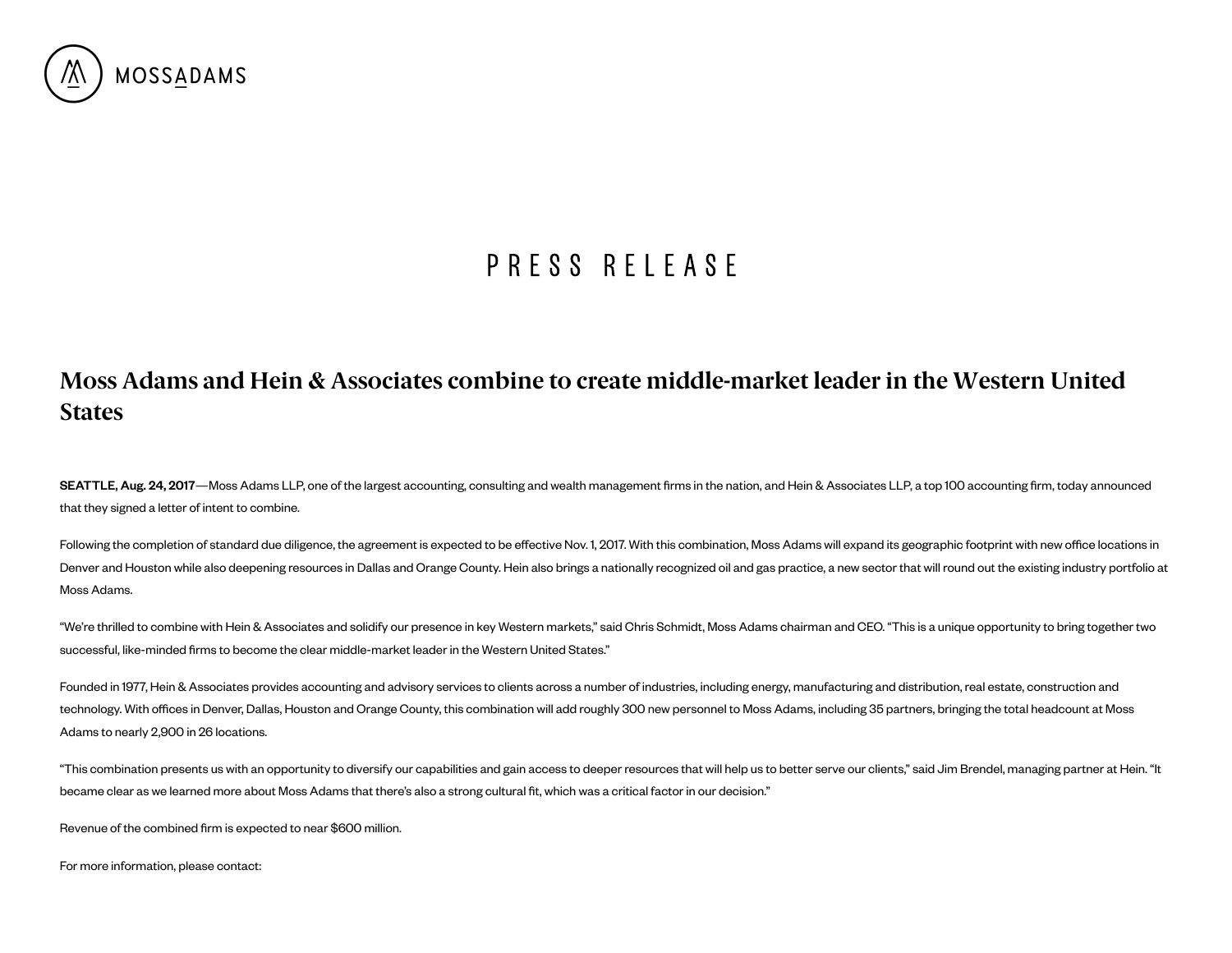MOSSADAMS

PRESS RELEASE

# Moss Adams and Hein & Associates combine to create middle-market leader in the Western United States

**SEATTLE, Aug. 24, 2017**—Moss Adams LLP, one of the largest accounting, consulting and wealth management firms in the nation, and Hein & Associates LLP, a top 100 accounting firm, today announced that they signed a letter of intent to combine.

Following the completion of standard due diligence, the agreement is expected to be effective Nov. 1, 2017. With this combination, Moss Adams will expand its geographic footprint with new office locations in Denver and Houston while also deepening resources in Dallas and Orange County. Hein also brings a nationally recognized oil and gas practice, a new sector that will round out the existing industry portfolio at Moss Adams.

"We're thrilled to combine with Hein & Associates and solidify our presence in key Western markets," said Chris Schmidt, Moss Adams chairman and CEO. "This is a unique opportunity to bring together two successful, like-minded firms to become the clear middle-market leader in the Western United States."

Founded in 1977, Hein & Associates provides accounting and advisory services to clients across a number of industries, including energy, manufacturing and distribution, real estate, construction and technology. With offices in Denver, Dallas, Houston and Orange County, this combination will add roughly 300 new personnel to Moss Adams, including 35 partners, bringing the total headcount at Moss Adams to nearly 2,900 in 26 locations.

"This combination presents us with an opportunity to diversify our capabilities and gain access to deeper resources that will help us to better serve our clients," said Jim Brendel, managing partner at Hein. "It became clear as we learned more about Moss Adams that there's also a strong cultural fit, which was a critical factor in our decision."

Revenue of the combined firm is expected to near $600 million.

For more information, please contact: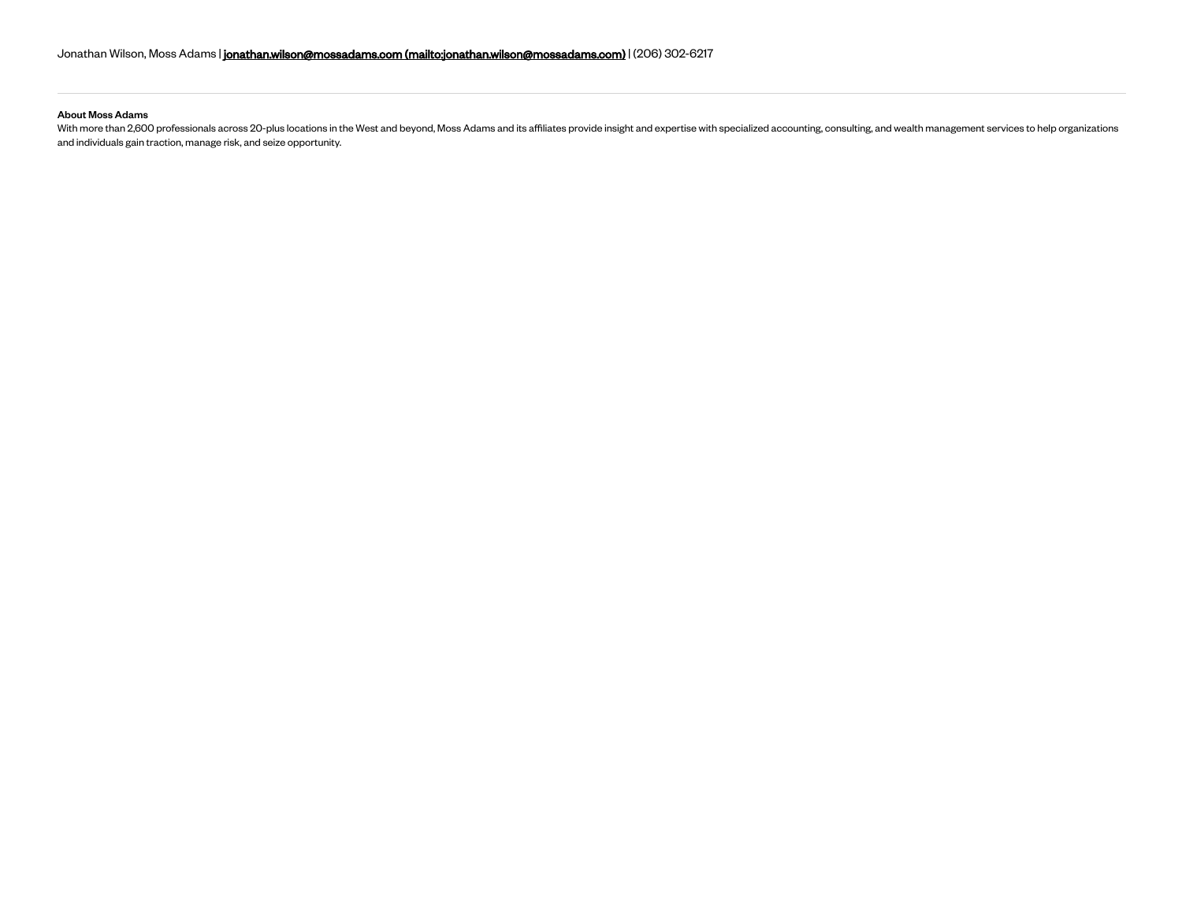Jonathan Wilson, Moss Adams | [jonathan.wilson@mossadams.com (mailto:jonathan.wilson@mossadams.com)](mailto:jonathan.wilson@mossadams.com) | (206) 302-6217

---

**About Moss Adams**
With more than 2,600 professionals across 20-plus locations in the West and beyond, Moss Adams and its affiliates provide insight and expertise with specialized accounting, consulting, and wealth management services to help organizations and individuals gain traction, manage risk, and seize opportunity.